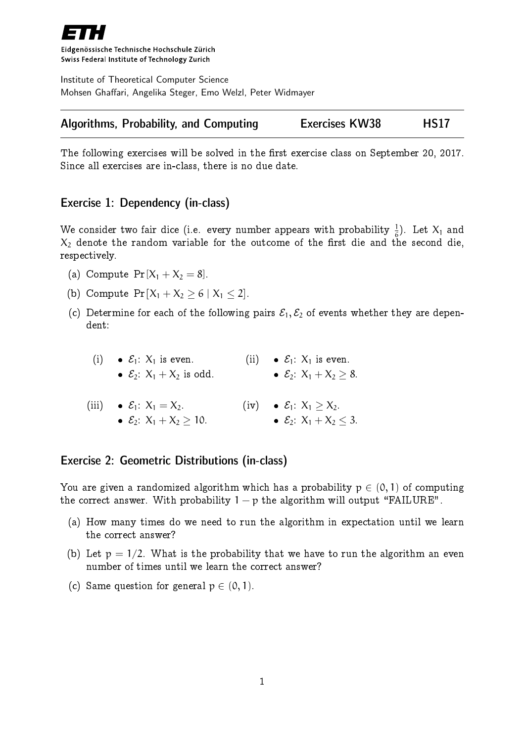ETH

Eidgenössische Technische Hochschule Zürich
Swiss Federal Institute of Technology Zurich

Institute of Theoretical Computer Science
Mohsen Ghaffari, Angelika Steger, Emo Welzl, Peter Widmayer

**Algorithms, Probability, and Computing** — **Exercises KW38** — **HS17**

The following exercises will be solved in the first exercise class on September 20, 2017. Since all exercises are in-class, there is no due date.

## Exercise 1: Dependency (in-class)

We consider two fair dice (i.e. every number appears with probability $\frac{1}{6}$). Let $X_1$ and $X_2$ denote the random variable for the outcome of the first die and the second die, respectively.

(a) Compute $\Pr[X_1 + X_2 = 8]$.

(b) Compute $\Pr[X_1 + X_2 \geq 6 \mid X_1 \leq 2]$.

(c) Determine for each of the following pairs $\mathcal{E}_1, \mathcal{E}_2$ of events whether they are dependent:

(i)
- $\mathcal{E}_1$: $X_1$ is even.
- $\mathcal{E}_2$: $X_1 + X_2$ is odd.

(ii)
- $\mathcal{E}_1$: $X_1$ is even.
- $\mathcal{E}_2$: $X_1 + X_2 \geq 8$.

(iii)
- $\mathcal{E}_1$: $X_1 = X_2$.
- $\mathcal{E}_2$: $X_1 + X_2 \geq 10$.

(iv)
- $\mathcal{E}_1$: $X_1 \geq X_2$.
- $\mathcal{E}_2$: $X_1 + X_2 \leq 3$.

## Exercise 2: Geometric Distributions (in-class)

You are given a randomized algorithm which has a probability $p \in (0, 1)$ of computing the correct answer. With probability $1 - p$ the algorithm will output "FAILURE".

(a) How many times do we need to run the algorithm in expectation until we learn the correct answer?

(b) Let $p = 1/2$. What is the probability that we have to run the algorithm an even number of times until we learn the correct answer?

(c) Same question for general $p \in (0, 1)$.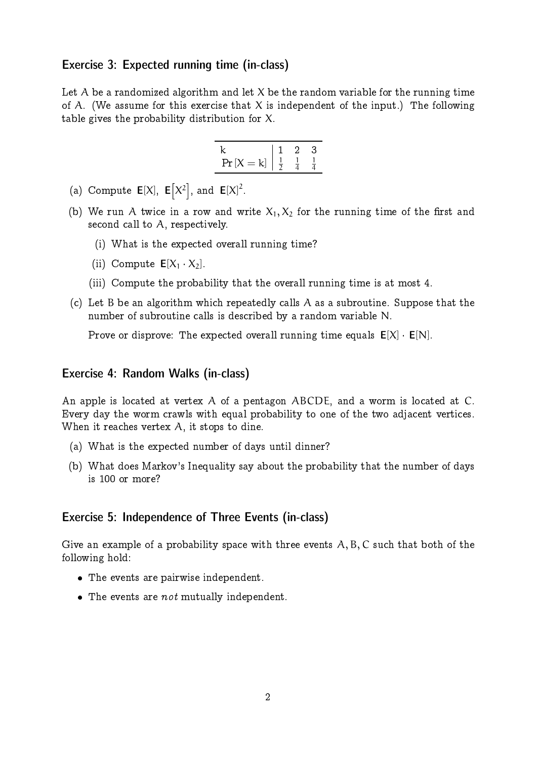## Exercise 3: Expected running time (in-class)

Let $A$ be a randomized algorithm and let $X$ be the random variable for the running time of $A$. (We assume for this exercise that $X$ is independent of the input.) The following table gives the probability distribution for $X$.

| $k$ | 1 | 2 | 3 |
|---|---|---|---|
| $\Pr[X = k]$ | $\frac{1}{2}$ | $\frac{1}{4}$ | $\frac{1}{4}$ |

(a) Compute $\mathbf{E}[X]$, $\mathbf{E}\left[X^2\right]$, and $\mathbf{E}[X]^2$.

(b) We run $A$ twice in a row and write $X_1, X_2$ for the running time of the first and second call to $A$, respectively.

   (i) What is the expected overall running time?

   (ii) Compute $\mathbf{E}[X_1 \cdot X_2]$.

   (iii) Compute the probability that the overall running time is at most 4.

(c) Let $B$ be an algorithm which repeatedly calls $A$ as a subroutine. Suppose that the number of subroutine calls is described by a random variable $N$.

   Prove or disprove: The expected overall running time equals $\mathbf{E}[X] \cdot \mathbf{E}[N]$.

## Exercise 4: Random Walks (in-class)

An apple is located at vertex $A$ of a pentagon $ABCDE$, and a worm is located at $C$. Every day the worm crawls with equal probability to one of the two adjacent vertices. When it reaches vertex $A$, it stops to dine.

(a) What is the expected number of days until dinner?

(b) What does Markov's Inequality say about the probability that the number of days is 100 or more?

## Exercise 5: Independence of Three Events (in-class)

Give an example of a probability space with three events $A, B, C$ such that both of the following hold:

- The events are pairwise independent.
- The events are *not* mutually independent.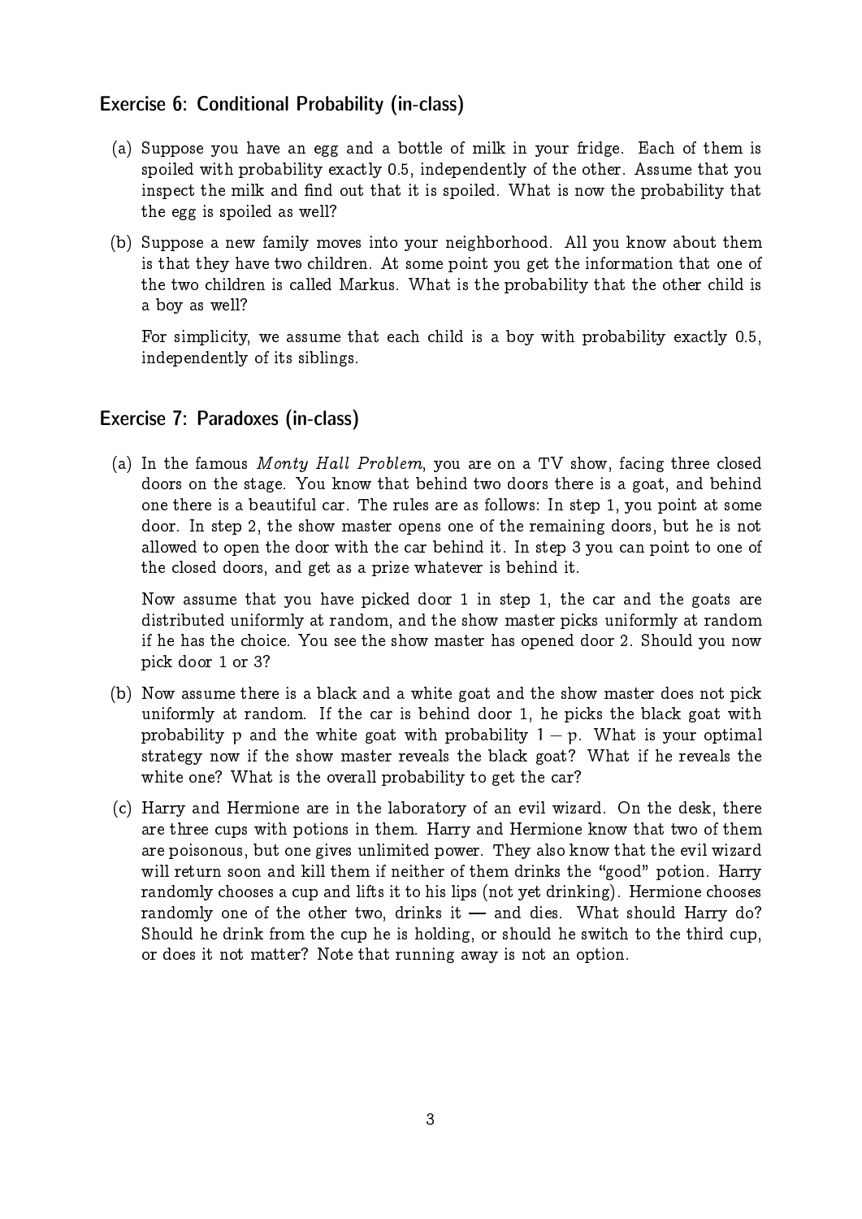## Exercise 6: Conditional Probability (in-class)

(a) Suppose you have an egg and a bottle of milk in your fridge. Each of them is spoiled with probability exactly 0.5, independently of the other. Assume that you inspect the milk and find out that it is spoiled. What is now the probability that the egg is spoiled as well?

(b) Suppose a new family moves into your neighborhood. All you know about them is that they have two children. At some point you get the information that one of the two children is called Markus. What is the probability that the other child is a boy as well?

For simplicity, we assume that each child is a boy with probability exactly 0.5, independently of its siblings.

## Exercise 7: Paradoxes (in-class)

(a) In the famous *Monty Hall Problem*, you are on a TV show, facing three closed doors on the stage. You know that behind two doors there is a goat, and behind one there is a beautiful car. The rules are as follows: In step 1, you point at some door. In step 2, the show master opens one of the remaining doors, but he is not allowed to open the door with the car behind it. In step 3 you can point to one of the closed doors, and get as a prize whatever is behind it.

Now assume that you have picked door 1 in step 1, the car and the goats are distributed uniformly at random, and the show master picks uniformly at random if he has the choice. You see the show master has opened door 2. Should you now pick door 1 or 3?

(b) Now assume there is a black and a white goat and the show master does not pick uniformly at random. If the car is behind door 1, he picks the black goat with probability $p$ and the white goat with probability $1 - p$. What is your optimal strategy now if the show master reveals the black goat? What if he reveals the white one? What is the overall probability to get the car?

(c) Harry and Hermione are in the laboratory of an evil wizard. On the desk, there are three cups with potions in them. Harry and Hermione know that two of them are poisonous, but one gives unlimited power. They also know that the evil wizard will return soon and kill them if neither of them drinks the "good" potion. Harry randomly chooses a cup and lifts it to his lips (not yet drinking). Hermione chooses randomly one of the other two, drinks it — and dies. What should Harry do? Should he drink from the cup he is holding, or should he switch to the third cup, or does it not matter? Note that running away is not an option.